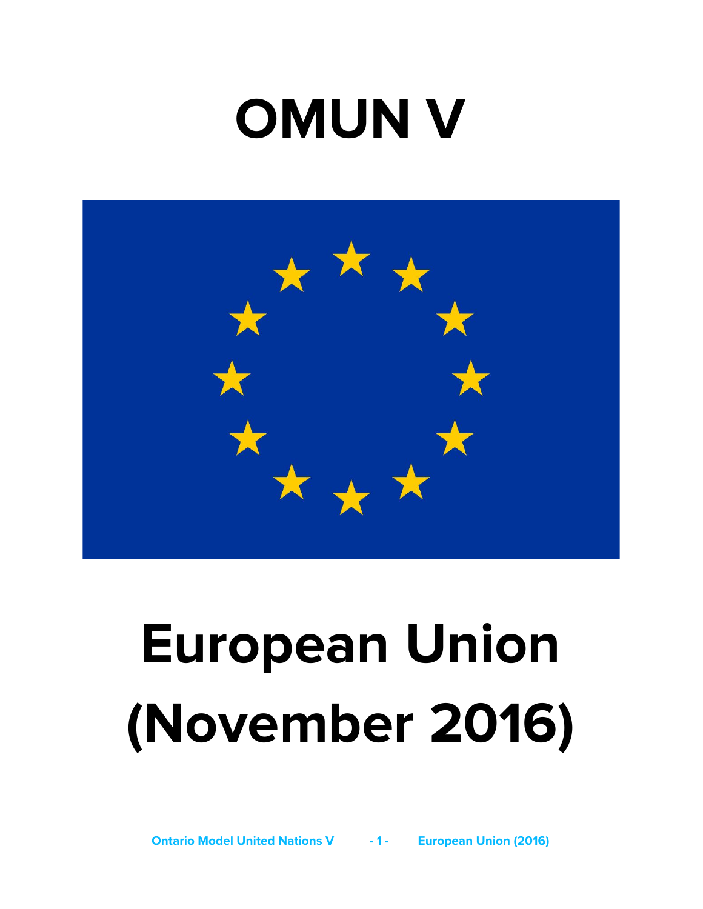# OMUN V

# European Union (November 2016)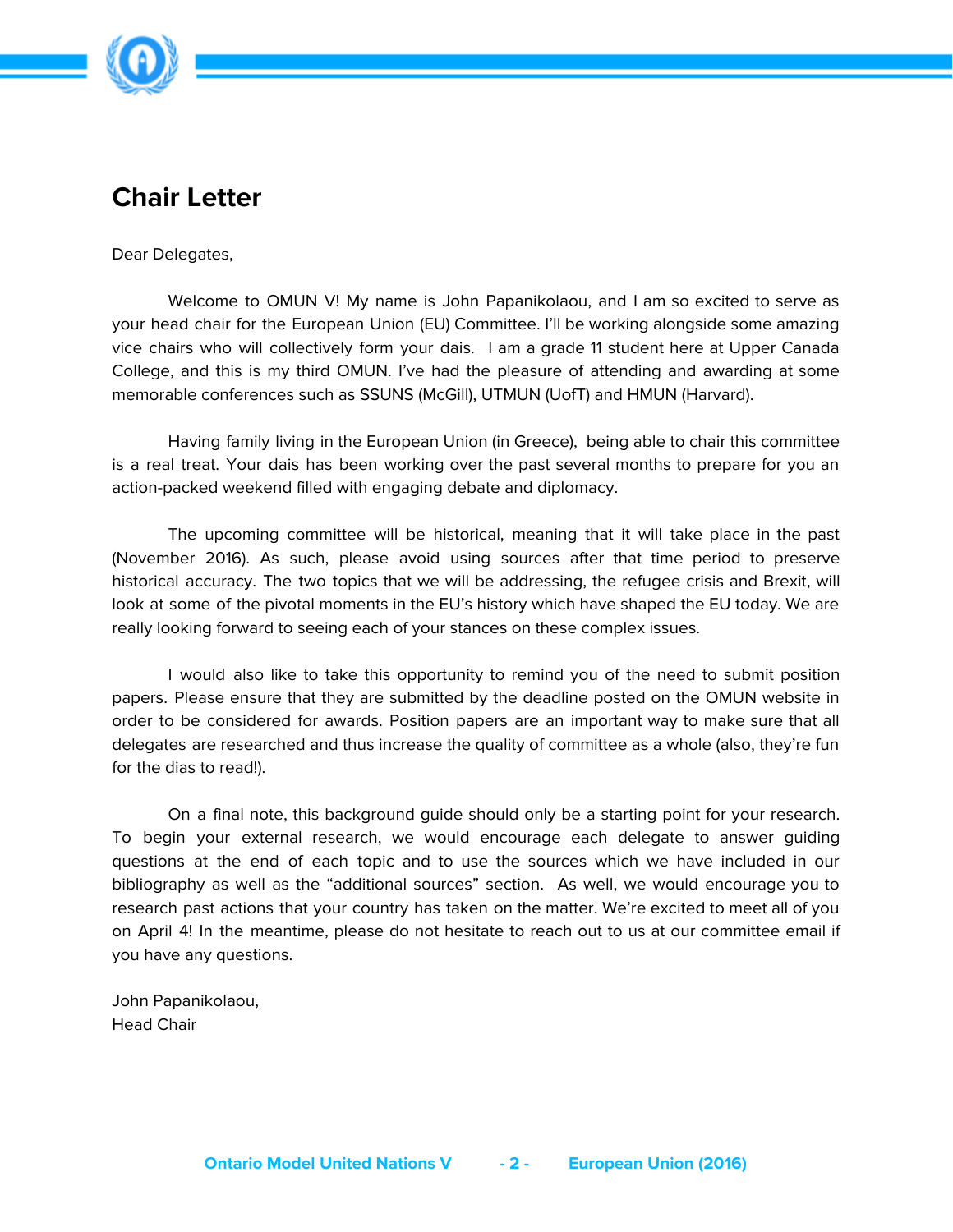# Chair Letter

Dear Delegates,

Welcome to OMUN V! My name is John Papanikolaou, and I am so excited to serve as your head chair for the European Union (EU) Committee. I'll be working alongside some amazing vice chairs who will collectively form your dais. I am a grade 11 student here at Upper Canada College, and this is my third OMUN. I've had the pleasure of attending and awarding at some memorable conferences such as SSUNS (McGill), UTMUN (UofT) and HMUN (Harvard).

Having family living in the European Union (in Greece), being able to chair this committee is a real treat. Your dais has been working over the past several months to prepare for you an action-packed weekend filled with engaging debate and diplomacy.

The upcoming committee will be historical, meaning that it will take place in the past (November 2016). As such, please avoid using sources after that time period to preserve historical accuracy. The two topics that we will be addressing, the refugee crisis and Brexit, will look at some of the pivotal moments in the EU's history which have shaped the EU today. We are really looking forward to seeing each of your stances on these complex issues.

I would also like to take this opportunity to remind you of the need to submit position papers. Please ensure that they are submitted by the deadline posted on the OMUN website in order to be considered for awards. Position papers are an important way to make sure that all delegates are researched and thus increase the quality of committee as a whole (also, they're fun for the dias to read!).

On a final note, this background guide should only be a starting point for your research. To begin your external research, we would encourage each delegate to answer guiding questions at the end of each topic and to use the sources which we have included in our bibliography as well as the "additional sources" section. As well, we would encourage you to research past actions that your country has taken on the matter. We're excited to meet all of you on April 4! In the meantime, please do not hesitate to reach out to us at our committee email if you have any questions.

John Papanikolaou,
Head Chair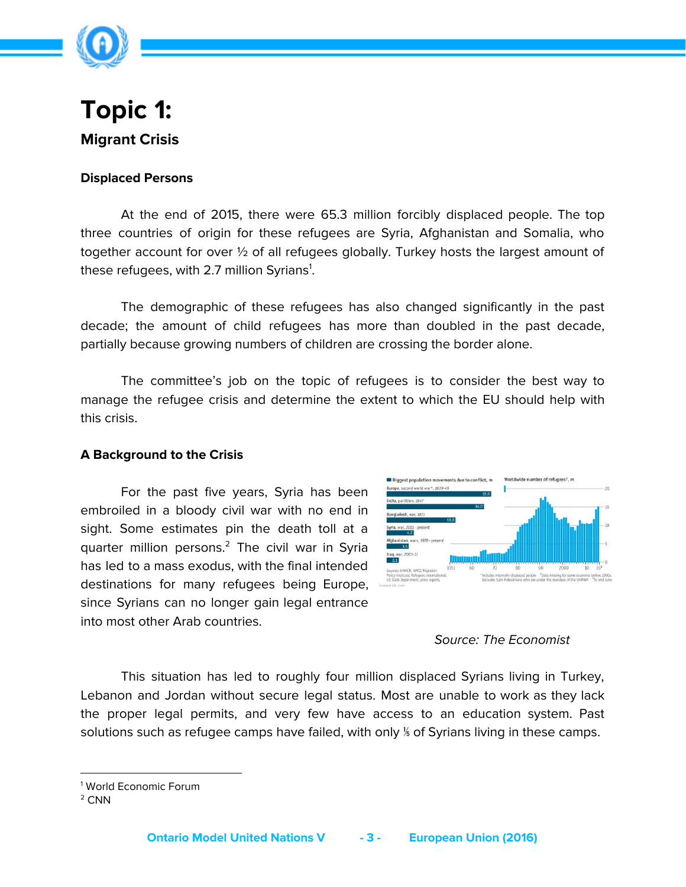# Topic 1:

## Migrant Crisis

### Displaced Persons

At the end of 2015, there were 65.3 million forcibly displaced people. The top three countries of origin for these refugees are Syria, Afghanistan and Somalia, who together account for over ½ of all refugees globally. Turkey hosts the largest amount of these refugees, with 2.7 million Syrians[1].

The demographic of these refugees has also changed significantly in the past decade; the amount of child refugees has more than doubled in the past decade, partially because growing numbers of children are crossing the border alone.

The committee's job on the topic of refugees is to consider the best way to manage the refugee crisis and determine the extent to which the EU should help with this crisis.

### A Background to the Crisis

For the past five years, Syria has been embroiled in a bloody civil war with no end in sight. Some estimates pin the death toll at a quarter million persons.[2] The civil war in Syria has led to a mass exodus, with the final intended destinations for many refugees being Europe, since Syrians can no longer gain legal entrance into most other Arab countries.

*Source: The Economist*

This situation has led to roughly four million displaced Syrians living in Turkey, Lebanon and Jordan without secure legal status. Most are unable to work as they lack the proper legal permits, and very few have access to an education system. Past solutions such as refugee camps have failed, with only ⅕ of Syrians living in these camps.

---

[1] World Economic Forum
[2] CNN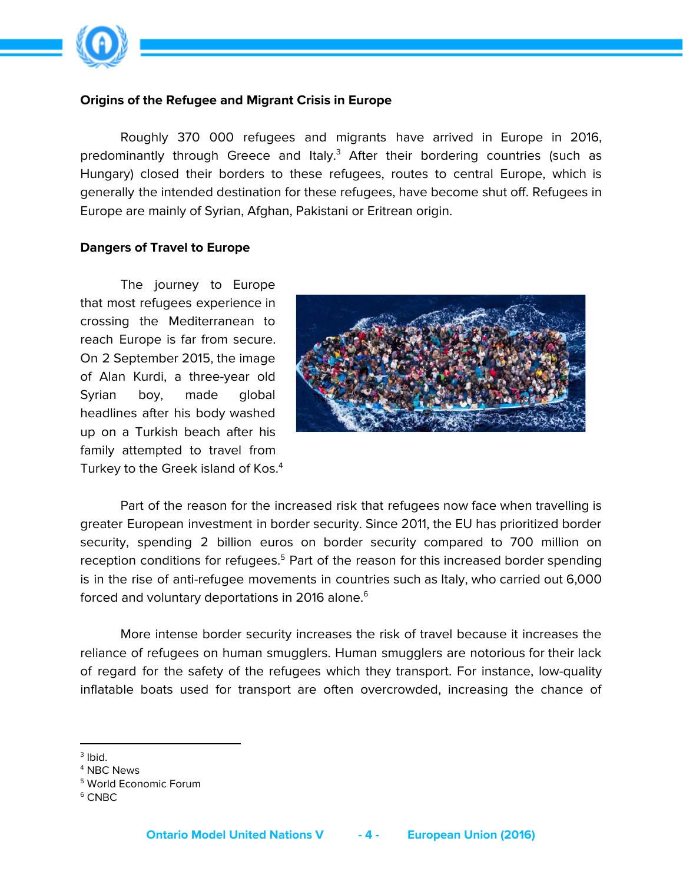**Origins of the Refugee and Migrant Crisis in Europe**

Roughly 370 000 refugees and migrants have arrived in Europe in 2016, predominantly through Greece and Italy.[3] After their bordering countries (such as Hungary) closed their borders to these refugees, routes to central Europe, which is generally the intended destination for these refugees, have become shut off. Refugees in Europe are mainly of Syrian, Afghan, Pakistani or Eritrean origin.

**Dangers of Travel to Europe**

The journey to Europe that most refugees experience in crossing the Mediterranean to reach Europe is far from secure. On 2 September 2015, the image of Alan Kurdi, a three-year old Syrian boy, made global headlines after his body washed up on a Turkish beach after his family attempted to travel from Turkey to the Greek island of Kos.[4]

Part of the reason for the increased risk that refugees now face when travelling is greater European investment in border security. Since 2011, the EU has prioritized border security, spending 2 billion euros on border security compared to 700 million on reception conditions for refugees.[5] Part of the reason for this increased border spending is in the rise of anti-refugee movements in countries such as Italy, who carried out 6,000 forced and voluntary deportations in 2016 alone.[6]

More intense border security increases the risk of travel because it increases the reliance of refugees on human smugglers. Human smugglers are notorious for their lack of regard for the safety of the refugees which they transport. For instance, low-quality inflatable boats used for transport are often overcrowded, increasing the chance of

---

[3] Ibid.
[4] NBC News
[5] World Economic Forum
[6] CNBC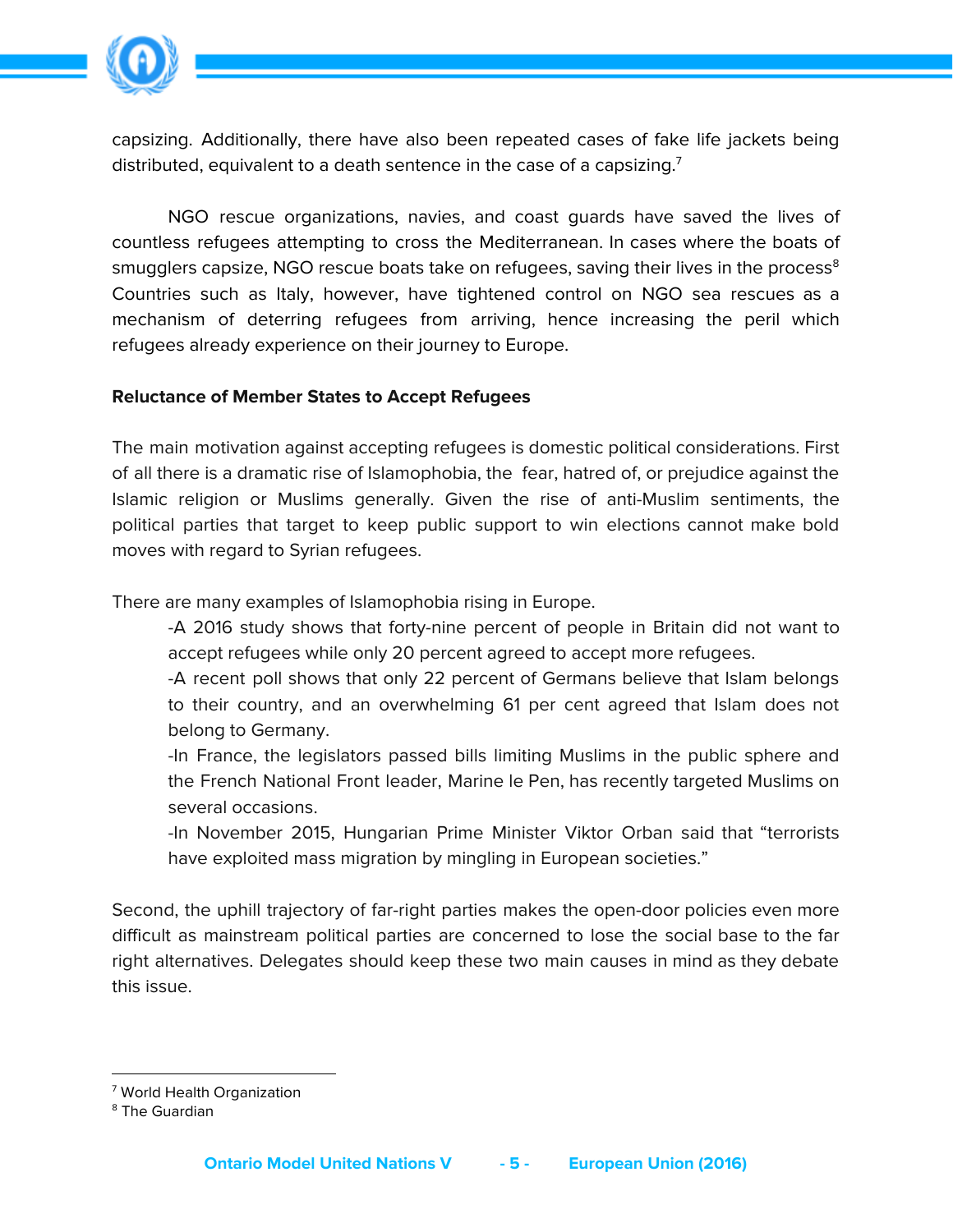capsizing. Additionally, there have also been repeated cases of fake life jackets being distributed, equivalent to a death sentence in the case of a capsizing.[7]

NGO rescue organizations, navies, and coast guards have saved the lives of countless refugees attempting to cross the Mediterranean. In cases where the boats of smugglers capsize, NGO rescue boats take on refugees, saving their lives in the process[8] Countries such as Italy, however, have tightened control on NGO sea rescues as a mechanism of deterring refugees from arriving, hence increasing the peril which refugees already experience on their journey to Europe.

**Reluctance of Member States to Accept Refugees**

The main motivation against accepting refugees is domestic political considerations. First of all there is a dramatic rise of Islamophobia, the fear, hatred of, or prejudice against the Islamic religion or Muslims generally. Given the rise of anti-Muslim sentiments, the political parties that target to keep public support to win elections cannot make bold moves with regard to Syrian refugees.

There are many examples of Islamophobia rising in Europe.

- A 2016 study shows that forty-nine percent of people in Britain did not want to accept refugees while only 20 percent agreed to accept more refugees.
- A recent poll shows that only 22 percent of Germans believe that Islam belongs to their country, and an overwhelming 61 per cent agreed that Islam does not belong to Germany.
- In France, the legislators passed bills limiting Muslims in the public sphere and the French National Front leader, Marine le Pen, has recently targeted Muslims on several occasions.
- In November 2015, Hungarian Prime Minister Viktor Orban said that "terrorists have exploited mass migration by mingling in European societies."

Second, the uphill trajectory of far-right parties makes the open-door policies even more difficult as mainstream political parties are concerned to lose the social base to the far right alternatives. Delegates should keep these two main causes in mind as they debate this issue.

---

[7] World Health Organization
[8] The Guardian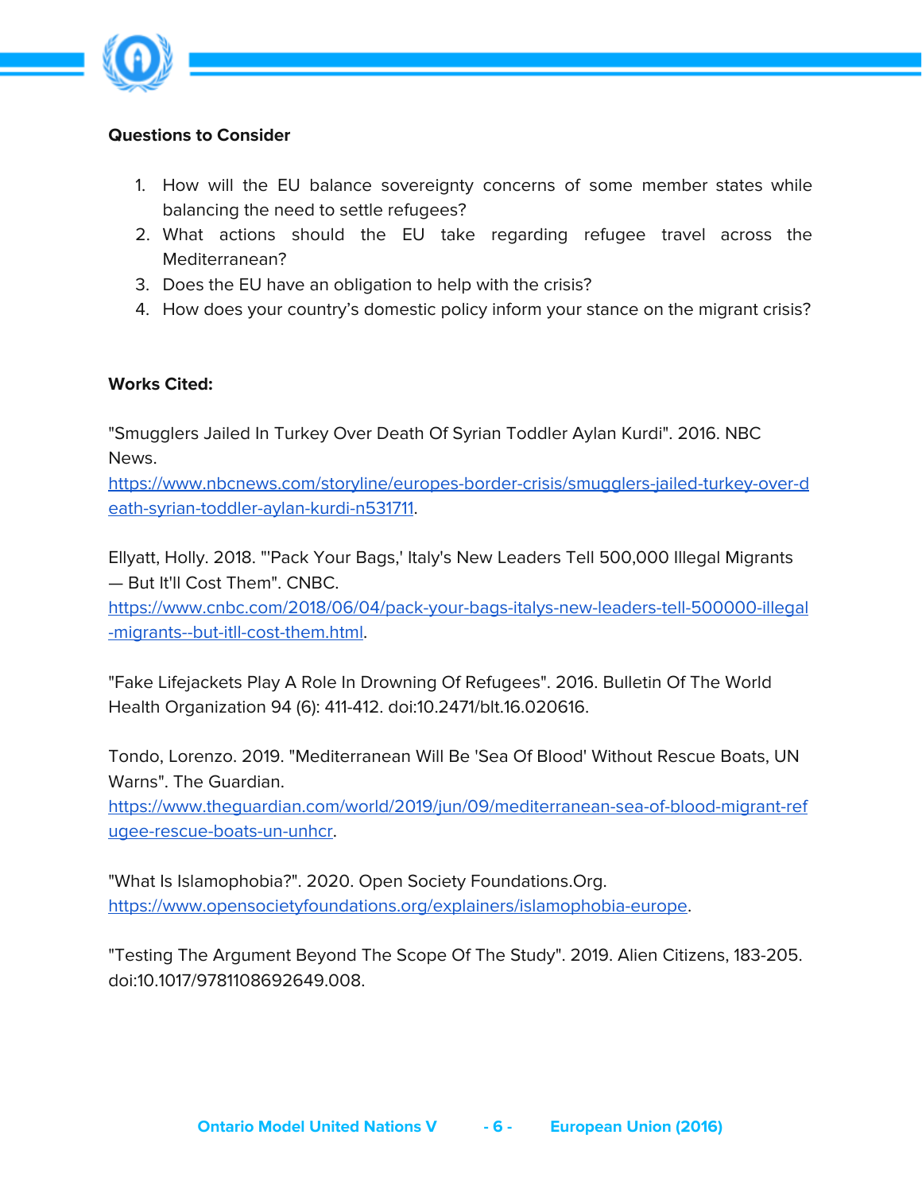**Questions to Consider**

1. How will the EU balance sovereignty concerns of some member states while balancing the need to settle refugees?
2. What actions should the EU take regarding refugee travel across the Mediterranean?
3. Does the EU have an obligation to help with the crisis?
4. How does your country's domestic policy inform your stance on the migrant crisis?

**Works Cited:**

"Smugglers Jailed In Turkey Over Death Of Syrian Toddler Aylan Kurdi". 2016. NBC News. https://www.nbcnews.com/storyline/europes-border-crisis/smugglers-jailed-turkey-over-death-syrian-toddler-aylan-kurdi-n531711.

Ellyatt, Holly. 2018. "'Pack Your Bags,' Italy's New Leaders Tell 500,000 Illegal Migrants — But It'll Cost Them". CNBC. https://www.cnbc.com/2018/06/04/pack-your-bags-italys-new-leaders-tell-500000-illegal-migrants--but-itll-cost-them.html.

"Fake Lifejackets Play A Role In Drowning Of Refugees". 2016. Bulletin Of The World Health Organization 94 (6): 411-412. doi:10.2471/blt.16.020616.

Tondo, Lorenzo. 2019. "Mediterranean Will Be 'Sea Of Blood' Without Rescue Boats, UN Warns". The Guardian. https://www.theguardian.com/world/2019/jun/09/mediterranean-sea-of-blood-migrant-refugee-rescue-boats-un-unhcr.

"What Is Islamophobia?". 2020. Open Society Foundations.Org. https://www.opensocietyfoundations.org/explainers/islamophobia-europe.

"Testing The Argument Beyond The Scope Of The Study". 2019. Alien Citizens, 183-205. doi:10.1017/9781108692649.008.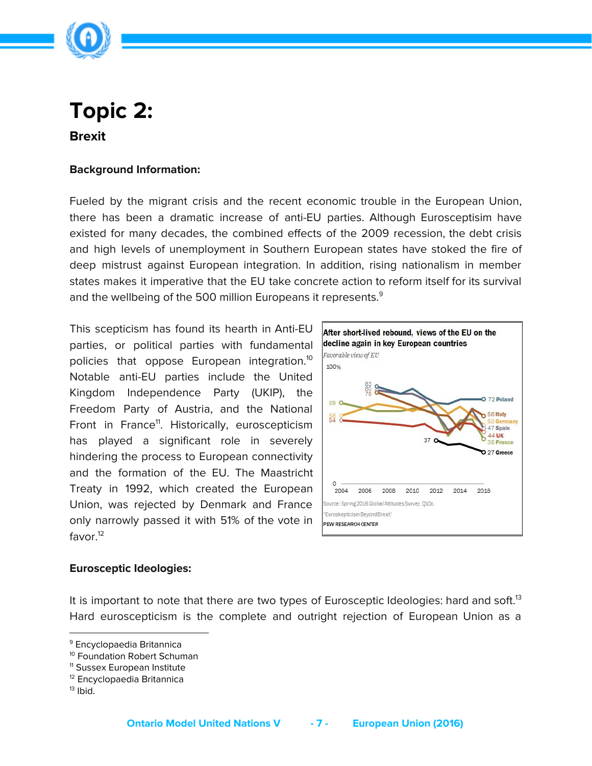# Topic 2:

## Brexit

### Background Information:

Fueled by the migrant crisis and the recent economic trouble in the European Union, there has been a dramatic increase of anti-EU parties. Although Eurosceptisim have existed for many decades, the combined effects of the 2009 recession, the debt crisis and high levels of unemployment in Southern European states have stoked the fire of deep mistrust against European integration. In addition, rising nationalism in member states makes it imperative that the EU take concrete action to reform itself for its survival and the wellbeing of the 500 million Europeans it represents.[9]

This scepticism has found its hearth in Anti-EU parties, or political parties with fundamental policies that oppose European integration.[10] Notable anti-EU parties include the United Kingdom Independence Party (UKIP), the Freedom Party of Austria, and the National Front in France[11]. Historically, euroscepticism has played a significant role in severely hindering the process to European connectivity and the formation of the EU. The Maastricht Treaty in 1992, which created the European Union, was rejected by Denmark and France only narrowly passed it with 51% of the vote in favor.[12]

**After short-lived rebound, views of the EU on the decline again in key European countries**

*Favorable view of EU*

Source: Spring 2016 Global Attitudes Survey. Q10c.
"Euroskepticism Beyond Brexit"
PEW RESEARCH CENTER

### Eurosceptic Ideologies:

It is important to note that there are two types of Eurosceptic Ideologies: hard and soft.[13] Hard euroscepticism is the complete and outright rejection of European Union as a

---

[9] Encyclopaedia Britannica
[10] Foundation Robert Schuman
[11] Sussex European Institute
[12] Encyclopaedia Britannica
[13] Ibid.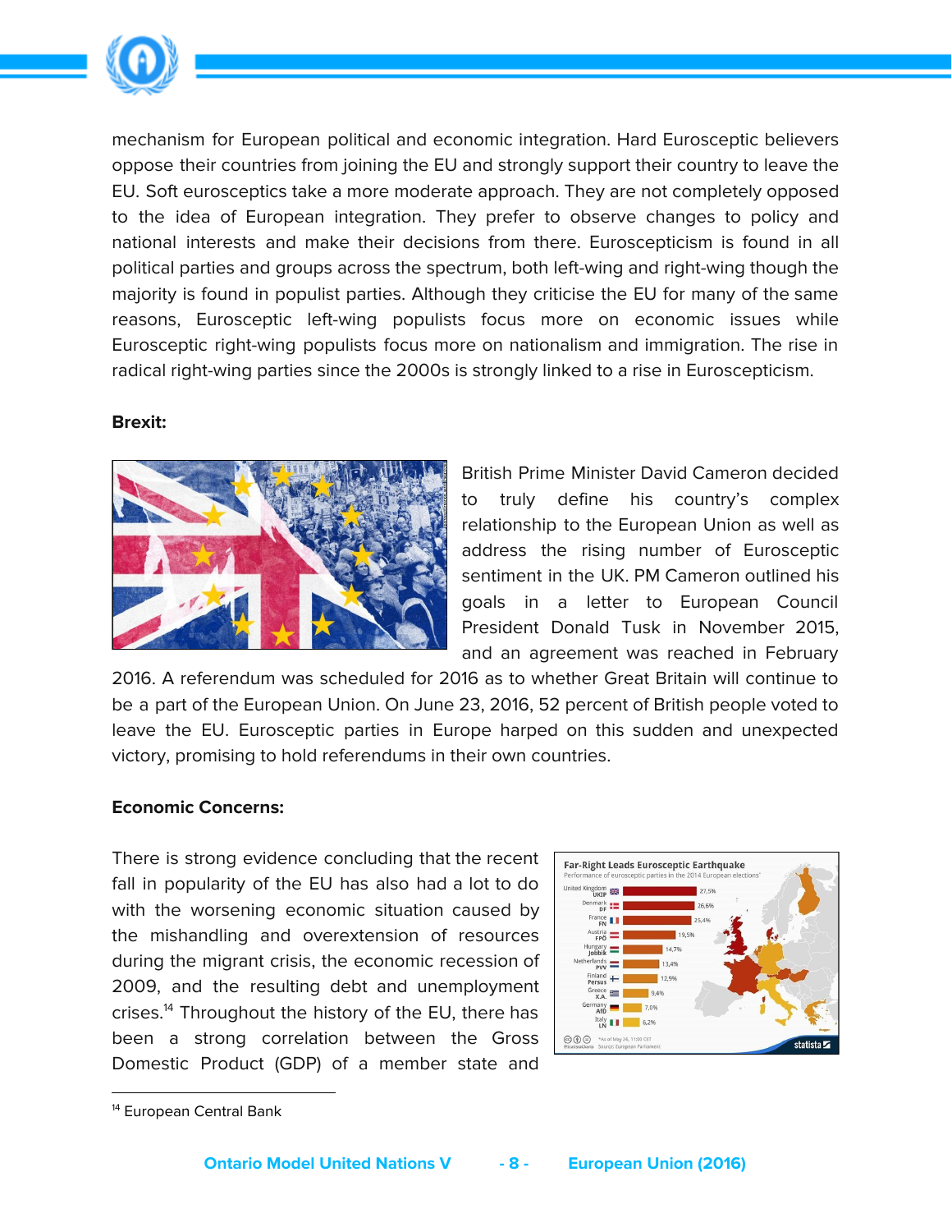mechanism for European political and economic integration. Hard Eurosceptic believers oppose their countries from joining the EU and strongly support their country to leave the EU. Soft eurosceptics take a more moderate approach. They are not completely opposed to the idea of European integration. They prefer to observe changes to policy and national interests and make their decisions from there. Euroscepticism is found in all political parties and groups across the spectrum, both left-wing and right-wing though the majority is found in populist parties. Although they criticise the EU for many of the same reasons, Eurosceptic left-wing populists focus more on economic issues while Eurosceptic right-wing populists focus more on nationalism and immigration. The rise in radical right-wing parties since the 2000s is strongly linked to a rise in Euroscepticism.

**Brexit:**

British Prime Minister David Cameron decided to truly define his country's complex relationship to the European Union as well as address the rising number of Eurosceptic sentiment in the UK. PM Cameron outlined his goals in a letter to European Council President Donald Tusk in November 2015, and an agreement was reached in February 2016. A referendum was scheduled for 2016 as to whether Great Britain will continue to be a part of the European Union. On June 23, 2016, 52 percent of British people voted to leave the EU. Eurosceptic parties in Europe harped on this sudden and unexpected victory, promising to hold referendums in their own countries.

**Economic Concerns:**

There is strong evidence concluding that the recent fall in popularity of the EU has also had a lot to do with the worsening economic situation caused by the mishandling and overextension of resources during the migrant crisis, the economic recession of 2009, and the resulting debt and unemployment crises.[14] Throughout the history of the EU, there has been a strong correlation between the Gross Domestic Product (GDP) of a member state and

[14] European Central Bank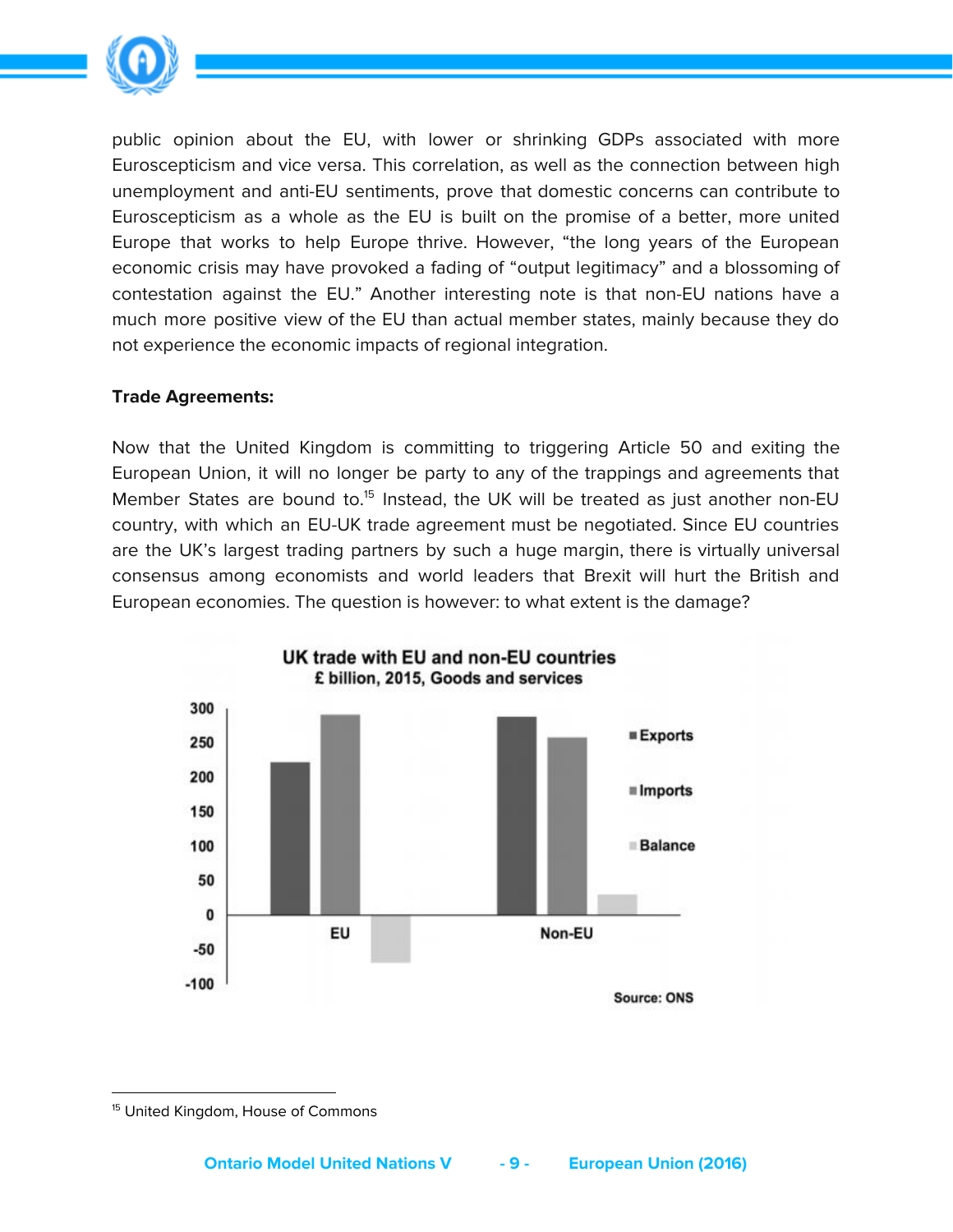public opinion about the EU, with lower or shrinking GDPs associated with more Euroscepticism and vice versa. This correlation, as well as the connection between high unemployment and anti-EU sentiments, prove that domestic concerns can contribute to Euroscepticism as a whole as the EU is built on the promise of a better, more united Europe that works to help Europe thrive. However, “the long years of the European economic crisis may have provoked a fading of “output legitimacy” and a blossoming of contestation against the EU.” Another interesting note is that non-EU nations have a much more positive view of the EU than actual member states, mainly because they do not experience the economic impacts of regional integration.

**Trade Agreements:**

Now that the United Kingdom is committing to triggering Article 50 and exiting the European Union, it will no longer be party to any of the trappings and agreements that Member States are bound to.[15] Instead, the UK will be treated as just another non-EU country, with which an EU-UK trade agreement must be negotiated. Since EU countries are the UK’s largest trading partners by such a huge margin, there is virtually universal consensus among economists and world leaders that Brexit will hurt the British and European economies. The question is however: to what extent is the damage?

**UK trade with EU and non-EU countries**
**£ billion, 2015, Goods and services**

Source: ONS

[15] United Kingdom, House of Commons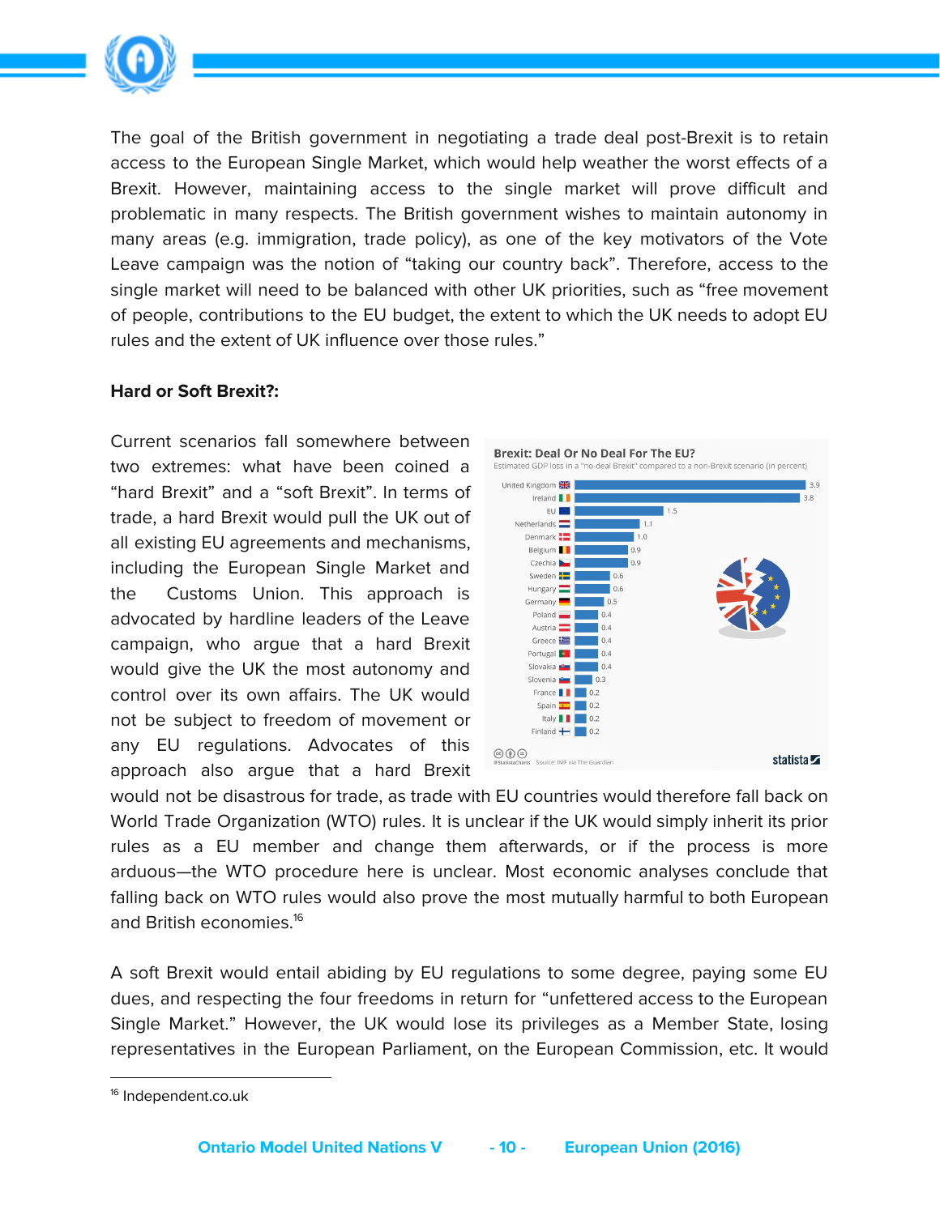The goal of the British government in negotiating a trade deal post-Brexit is to retain access to the European Single Market, which would help weather the worst effects of a Brexit. However, maintaining access to the single market will prove difficult and problematic in many respects. The British government wishes to maintain autonomy in many areas (e.g. immigration, trade policy), as one of the key motivators of the Vote Leave campaign was the notion of “taking our country back”. Therefore, access to the single market will need to be balanced with other UK priorities, such as “free movement of people, contributions to the EU budget, the extent to which the UK needs to adopt EU rules and the extent of UK influence over those rules.”

**Hard or Soft Brexit?:**

Current scenarios fall somewhere between two extremes: what have been coined a “hard Brexit” and a “soft Brexit”. In terms of trade, a hard Brexit would pull the UK out of all existing EU agreements and mechanisms, including the European Single Market and the Customs Union. This approach is advocated by hardline leaders of the Leave campaign, who argue that a hard Brexit would give the UK the most autonomy and control over its own affairs. The UK would not be subject to freedom of movement or any EU regulations. Advocates of this approach also argue that a hard Brexit would not be disastrous for trade, as trade with EU countries would therefore fall back on World Trade Organization (WTO) rules. It is unclear if the UK would simply inherit its prior rules as a EU member and change them afterwards, or if the process is more arduous—the WTO procedure here is unclear. Most economic analyses conclude that falling back on WTO rules would also prove the most mutually harmful to both European and British economies.[16]

**Brexit: Deal Or No Deal For The EU?**
Estimated GDP loss in a "no-deal Brexit" compared to a non-Brexit scenario (in percent)

| Country | GDP loss (%) |
|---|---|
| United Kingdom | 3.9 |
| Ireland | 3.8 |
| EU | 1.5 |
| Netherlands | 1.1 |
| Denmark | 1.0 |
| Belgium | 0.9 |
| Czechia | 0.9 |
| Sweden | 0.6 |
| Hungary | 0.6 |
| Germany | 0.5 |
| Poland | 0.4 |
| Austria | 0.4 |
| Greece | 0.4 |
| Portugal | 0.4 |
| Slovakia | 0.4 |
| Slovenia | 0.3 |
| France | 0.2 |
| Spain | 0.2 |
| Italy | 0.2 |
| Finland | 0.2 |

@StatistaCharts Source: IMF via The Guardian — statista

A soft Brexit would entail abiding by EU regulations to some degree, paying some EU dues, and respecting the four freedoms in return for “unfettered access to the European Single Market.” However, the UK would lose its privileges as a Member State, losing representatives in the European Parliament, on the European Commission, etc. It would

[16] Independent.co.uk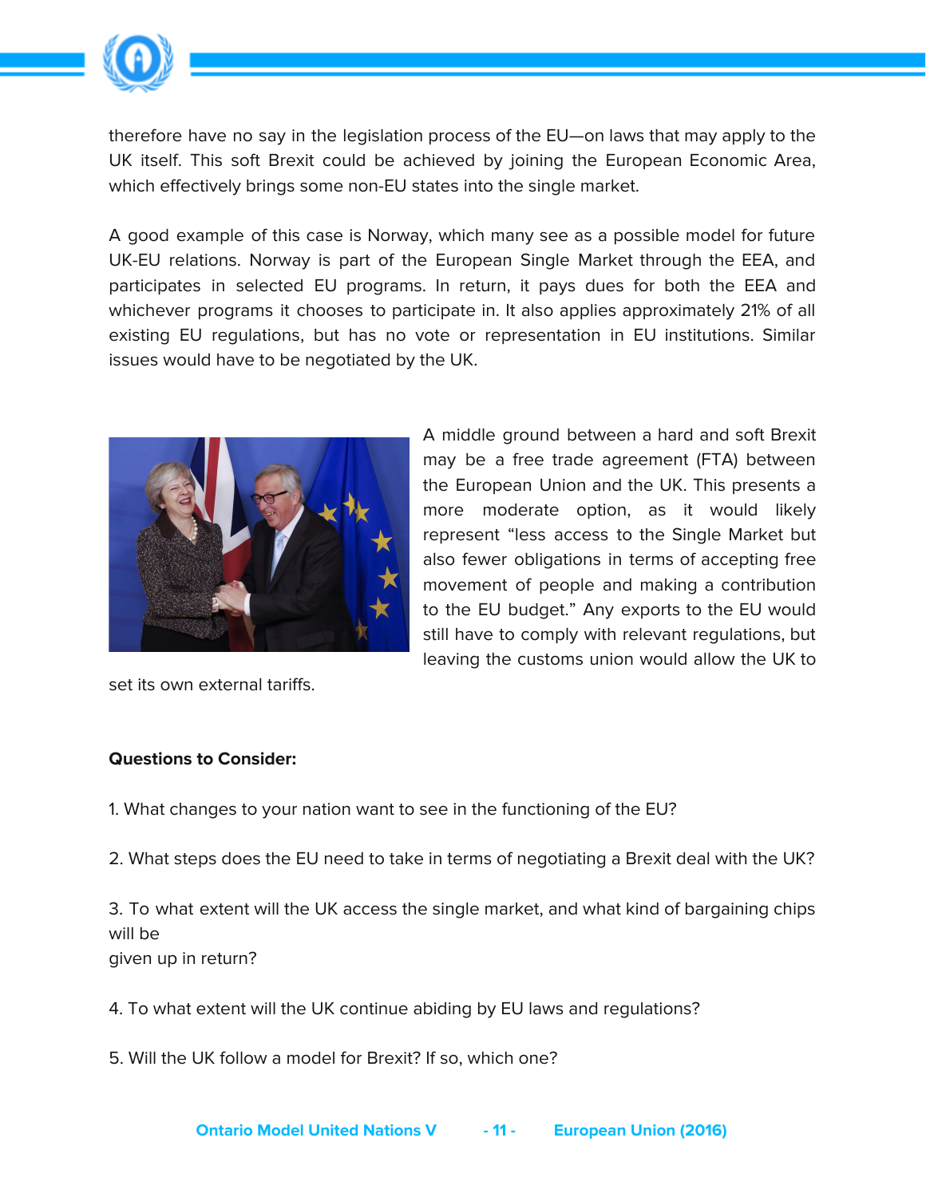therefore have no say in the legislation process of the EU—on laws that may apply to the UK itself. This soft Brexit could be achieved by joining the European Economic Area, which effectively brings some non-EU states into the single market.

A good example of this case is Norway, which many see as a possible model for future UK-EU relations. Norway is part of the European Single Market through the EEA, and participates in selected EU programs. In return, it pays dues for both the EEA and whichever programs it chooses to participate in. It also applies approximately 21% of all existing EU regulations, but has no vote or representation in EU institutions. Similar issues would have to be negotiated by the UK.

A middle ground between a hard and soft Brexit may be a free trade agreement (FTA) between the European Union and the UK. This presents a more moderate option, as it would likely represent "less access to the Single Market but also fewer obligations in terms of accepting free movement of people and making a contribution to the EU budget." Any exports to the EU would still have to comply with relevant regulations, but leaving the customs union would allow the UK to set its own external tariffs.

**Questions to Consider:**

1. What changes to your nation want to see in the functioning of the EU?

2. What steps does the EU need to take in terms of negotiating a Brexit deal with the UK?

3. To what extent will the UK access the single market, and what kind of bargaining chips will be given up in return?

4. To what extent will the UK continue abiding by EU laws and regulations?

5. Will the UK follow a model for Brexit? If so, which one?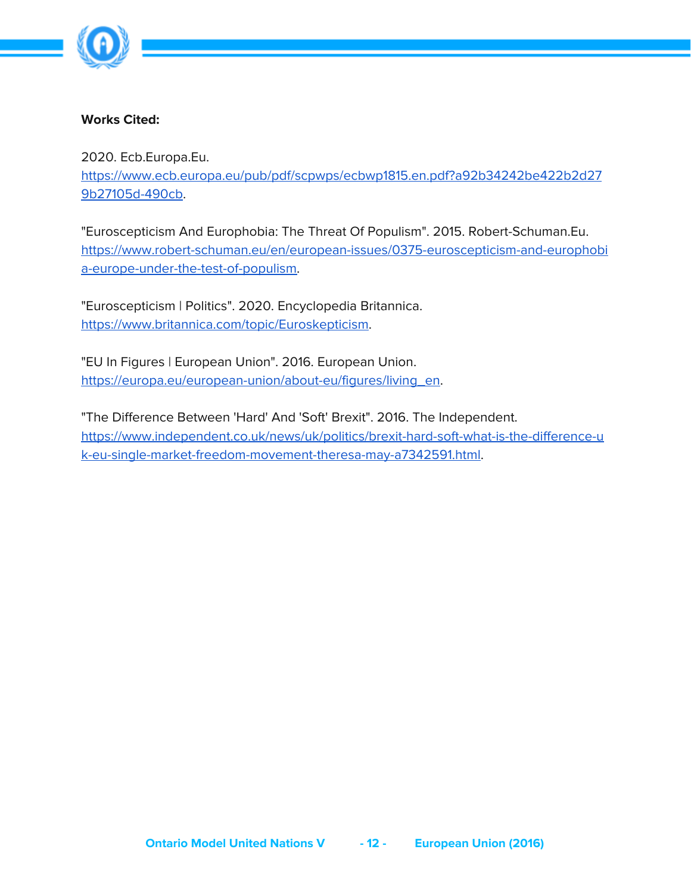**Works Cited:**

2020. Ecb.Europa.Eu. https://www.ecb.europa.eu/pub/pdf/scpwps/ecbwp1815.en.pdf?a92b34242be422b2d279b27105d-490cb.

"Euroscepticism And Europhobia: The Threat Of Populism". 2015. Robert-Schuman.Eu. https://www.robert-schuman.eu/en/european-issues/0375-euroscepticism-and-europhobia-europe-under-the-test-of-populism.

"Euroscepticism | Politics". 2020. Encyclopedia Britannica. https://www.britannica.com/topic/Euroskepticism.

"EU In Figures | European Union". 2016. European Union. https://europa.eu/european-union/about-eu/figures/living_en.

"The Difference Between 'Hard' And 'Soft' Brexit". 2016. The Independent. https://www.independent.co.uk/news/uk/politics/brexit-hard-soft-what-is-the-difference-uk-eu-single-market-freedom-movement-theresa-may-a7342591.html.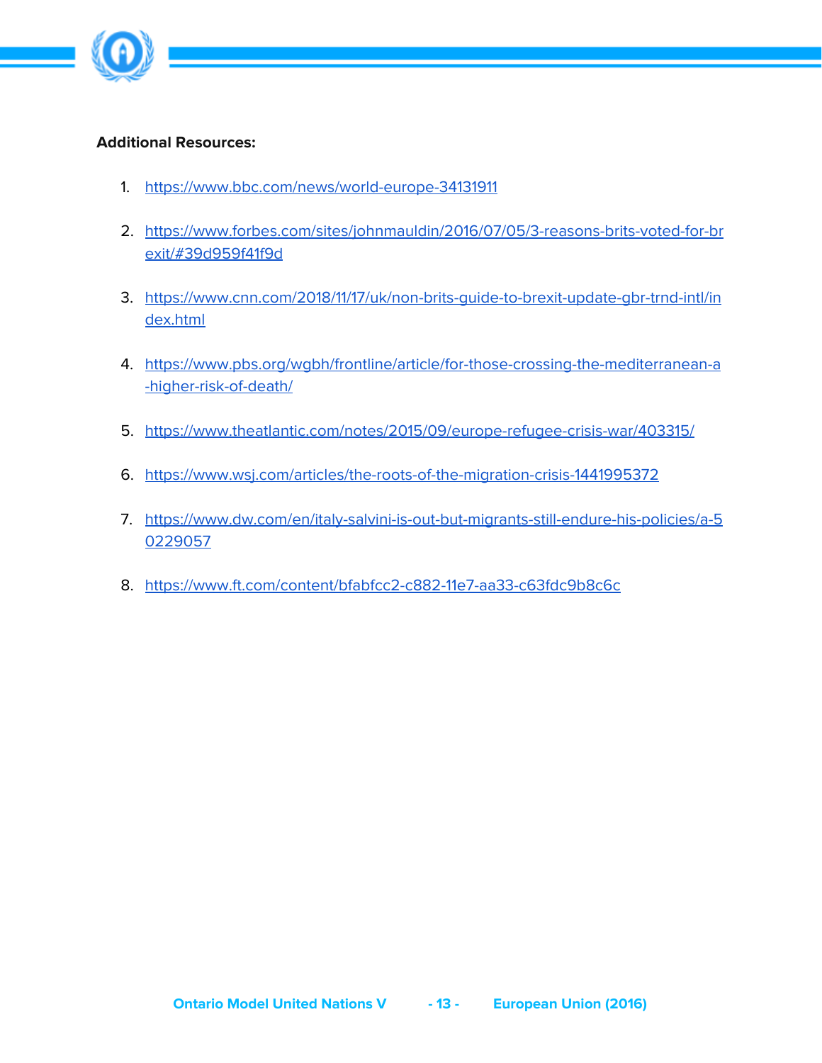**Additional Resources:**

1. https://www.bbc.com/news/world-europe-34131911
2. https://www.forbes.com/sites/johnmauldin/2016/07/05/3-reasons-brits-voted-for-brexit/#39d959f41f9d
3. https://www.cnn.com/2018/11/17/uk/non-brits-guide-to-brexit-update-gbr-trnd-intl/index.html
4. https://www.pbs.org/wgbh/frontline/article/for-those-crossing-the-mediterranean-a-higher-risk-of-death/
5. https://www.theatlantic.com/notes/2015/09/europe-refugee-crisis-war/403315/
6. https://www.wsj.com/articles/the-roots-of-the-migration-crisis-1441995372
7. https://www.dw.com/en/italy-salvini-is-out-but-migrants-still-endure-his-policies/a-50229057
8. https://www.ft.com/content/bfabfcc2-c882-11e7-aa33-c63fdc9b8c6c